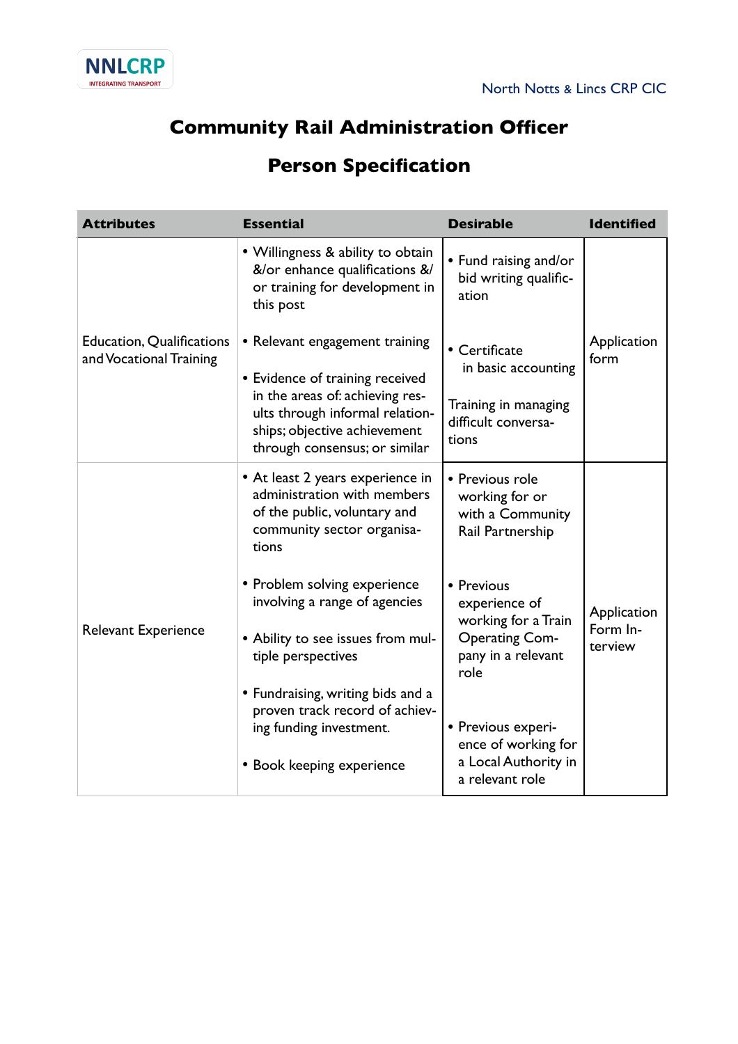NNLCRP
INTEGRATING TRANSPORT

North Notts & Lincs CRP CIC

# Community Rail Administration Officer

## Person Specification

| Attributes | Essential | Desirable | Identified |
|---|---|---|---|
| Education, Qualifications and Vocational Training | • Willingness & ability to obtain &/or enhance qualifications &/or training for development in this post<br><br>• Relevant engagement training<br><br>• Evidence of training received in the areas of: achieving results through informal relationships; objective achievement through consensus; or similar | • Fund raising and/or bid writing qualification<br><br>• Certificate in basic accounting<br><br>Training in managing difficult conversations | Application form |
| Relevant Experience | • At least 2 years experience in administration with members of the public, voluntary and community sector organisations<br><br>• Problem solving experience involving a range of agencies<br><br>• Ability to see issues from multiple perspectives<br><br>• Fundraising, writing bids and a proven track record of achieving funding investment.<br><br>• Book keeping experience | • Previous role working for or with a Community Rail Partnership<br><br>• Previous experience of working for a Train Operating Company in a relevant role<br><br>• Previous experience of working for a Local Authority in a relevant role | Application Form Interview |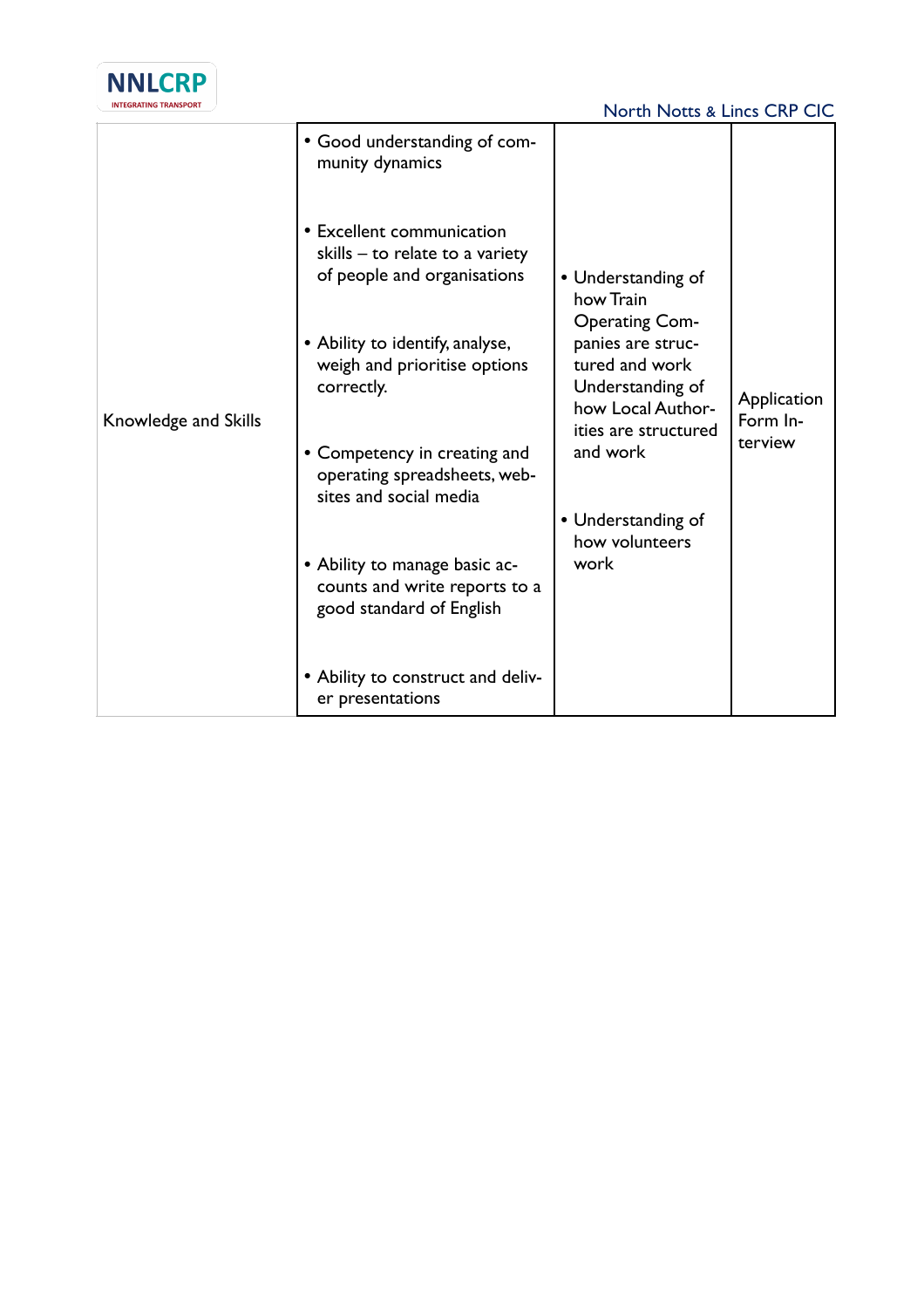| Knowledge and Skills | • Good understanding of community dynamics<br><br>• Excellent communication skills – to relate to a variety of people and organisations<br><br>• Ability to identify, analyse, weigh and prioritise options correctly.<br><br>• Competency in creating and operating spreadsheets, websites and social media<br><br>• Ability to manage basic accounts and write reports to a good standard of English<br><br>• Ability to construct and deliver presentations | • Understanding of how Train Operating Companies are structured and work Understanding of how Local Authorities are structured and work<br><br>• Understanding of how volunteers work | Application Form Interview |
|---|---|---|---|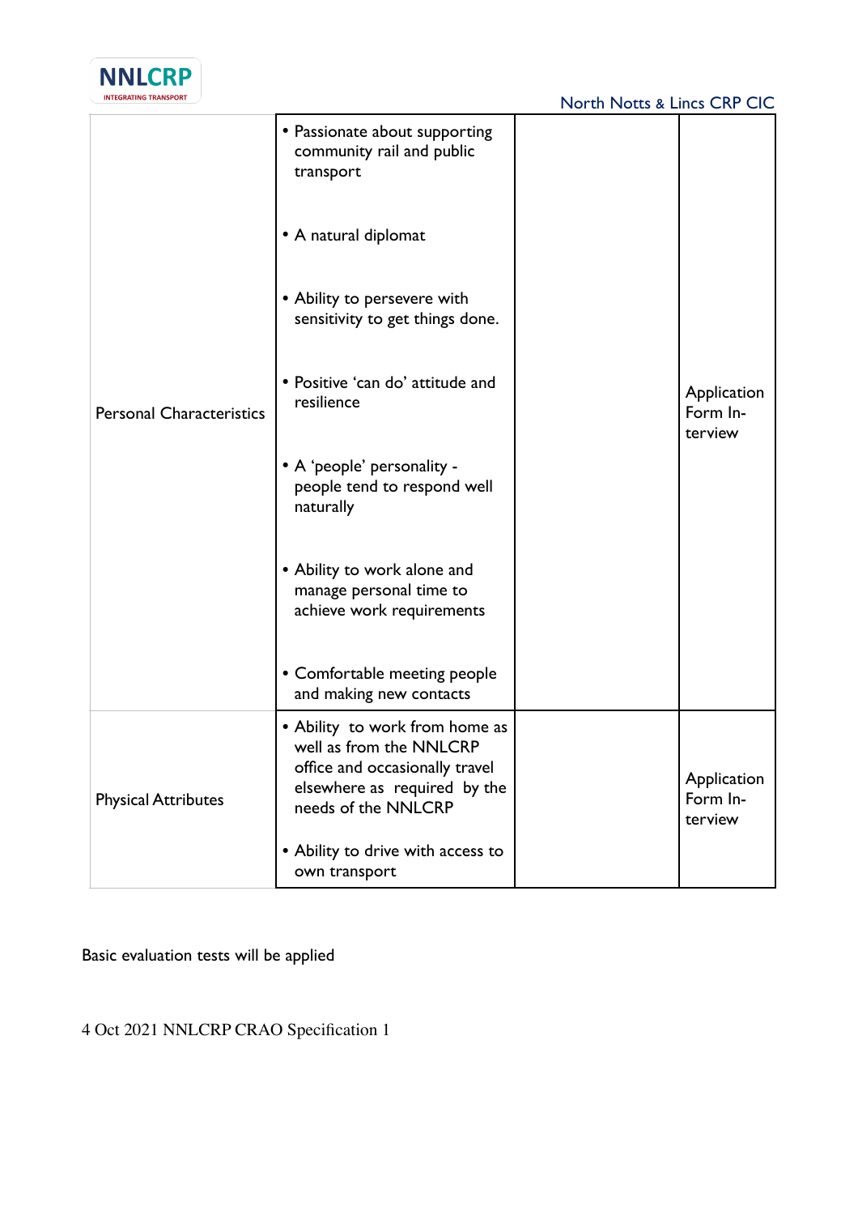| | | | |
|---|---|---|---|
| Personal Characteristics | • Passionate about supporting community rail and public transport<br><br>• A natural diplomat<br><br>• Ability to persevere with sensitivity to get things done.<br><br>• Positive 'can do' attitude and resilience<br><br>• A 'people' personality - people tend to respond well naturally<br><br>• Ability to work alone and manage personal time to achieve work requirements<br><br>• Comfortable meeting people and making new contacts | | Application Form Interview |
| Physical Attributes | • Ability to work from home as well as from the NNLCRP office and occasionally travel elsewhere as required by the needs of the NNLCRP<br><br>• Ability to drive with access to own transport | | Application Form Interview |

Basic evaluation tests will be applied